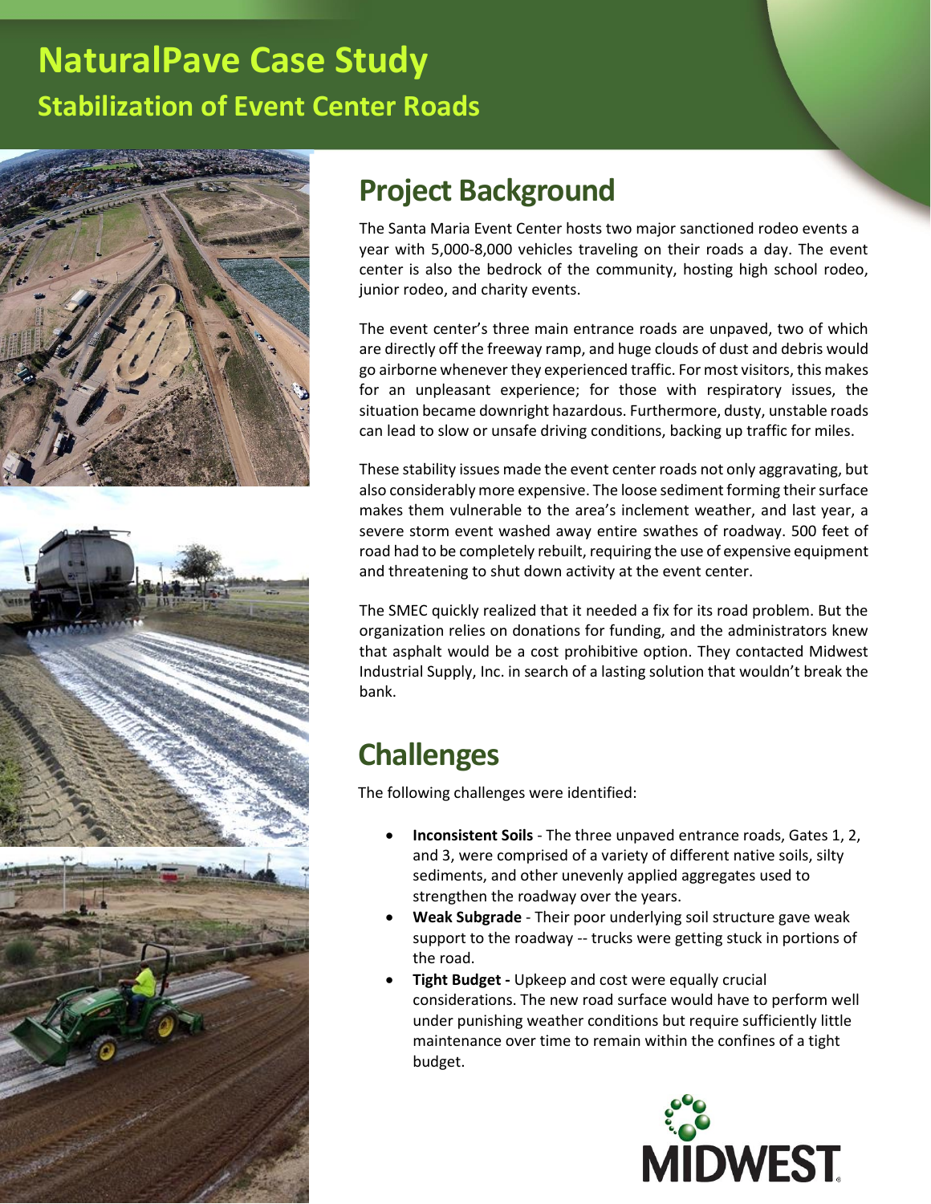# NaturalPave Case Study

## Stabilization of Event Center Roads

## Project Background

The Santa Maria Event Center hosts two major sanctioned rodeo events a year with 5,000-8,000 vehicles traveling on their roads a day. The event center is also the bedrock of the community, hosting high school rodeo, junior rodeo, and charity events.

The event center's three main entrance roads are unpaved, two of which are directly off the freeway ramp, and huge clouds of dust and debris would go airborne whenever they experienced traffic. For most visitors, this makes for an unpleasant experience; for those with respiratory issues, the situation became downright hazardous. Furthermore, dusty, unstable roads can lead to slow or unsafe driving conditions, backing up traffic for miles.

These stability issues made the event center roads not only aggravating, but also considerably more expensive. The loose sediment forming their surface makes them vulnerable to the area's inclement weather, and last year, a severe storm event washed away entire swathes of roadway. 500 feet of road had to be completely rebuilt, requiring the use of expensive equipment and threatening to shut down activity at the event center.

The SMEC quickly realized that it needed a fix for its road problem. But the organization relies on donations for funding, and the administrators knew that asphalt would be a cost prohibitive option. They contacted Midwest Industrial Supply, Inc. in search of a lasting solution that wouldn't break the bank.

## Challenges

The following challenges were identified:

- **Inconsistent Soils** - The three unpaved entrance roads, Gates 1, 2, and 3, were comprised of a variety of different native soils, silty sediments, and other unevenly applied aggregates used to strengthen the roadway over the years.
- **Weak Subgrade** - Their poor underlying soil structure gave weak support to the roadway -- trucks were getting stuck in portions of the road.
- **Tight Budget -** Upkeep and cost were equally crucial considerations. The new road surface would have to perform well under punishing weather conditions but require sufficiently little maintenance over time to remain within the confines of a tight budget.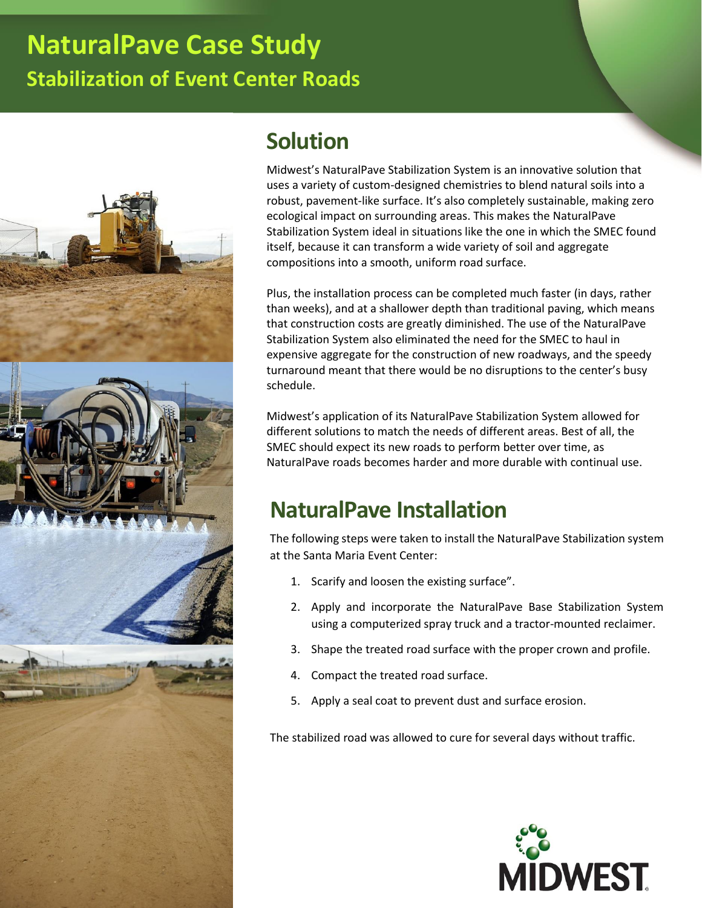# NaturalPave Case Study

## Stabilization of Event Center Roads

## Solution

Midwest's NaturalPave Stabilization System is an innovative solution that uses a variety of custom-designed chemistries to blend natural soils into a robust, pavement-like surface. It's also completely sustainable, making zero ecological impact on surrounding areas. This makes the NaturalPave Stabilization System ideal in situations like the one in which the SMEC found itself, because it can transform a wide variety of soil and aggregate compositions into a smooth, uniform road surface.

Plus, the installation process can be completed much faster (in days, rather than weeks), and at a shallower depth than traditional paving, which means that construction costs are greatly diminished. The use of the NaturalPave Stabilization System also eliminated the need for the SMEC to haul in expensive aggregate for the construction of new roadways, and the speedy turnaround meant that there would be no disruptions to the center's busy schedule.

Midwest's application of its NaturalPave Stabilization System allowed for different solutions to match the needs of different areas. Best of all, the SMEC should expect its new roads to perform better over time, as NaturalPave roads becomes harder and more durable with continual use.

## NaturalPave Installation

The following steps were taken to install the NaturalPave Stabilization system at the Santa Maria Event Center:

1. Scarify and loosen the existing surface".
2. Apply and incorporate the NaturalPave Base Stabilization System using a computerized spray truck and a tractor-mounted reclaimer.
3. Shape the treated road surface with the proper crown and profile.
4. Compact the treated road surface.
5. Apply a seal coat to prevent dust and surface erosion.

The stabilized road was allowed to cure for several days without traffic.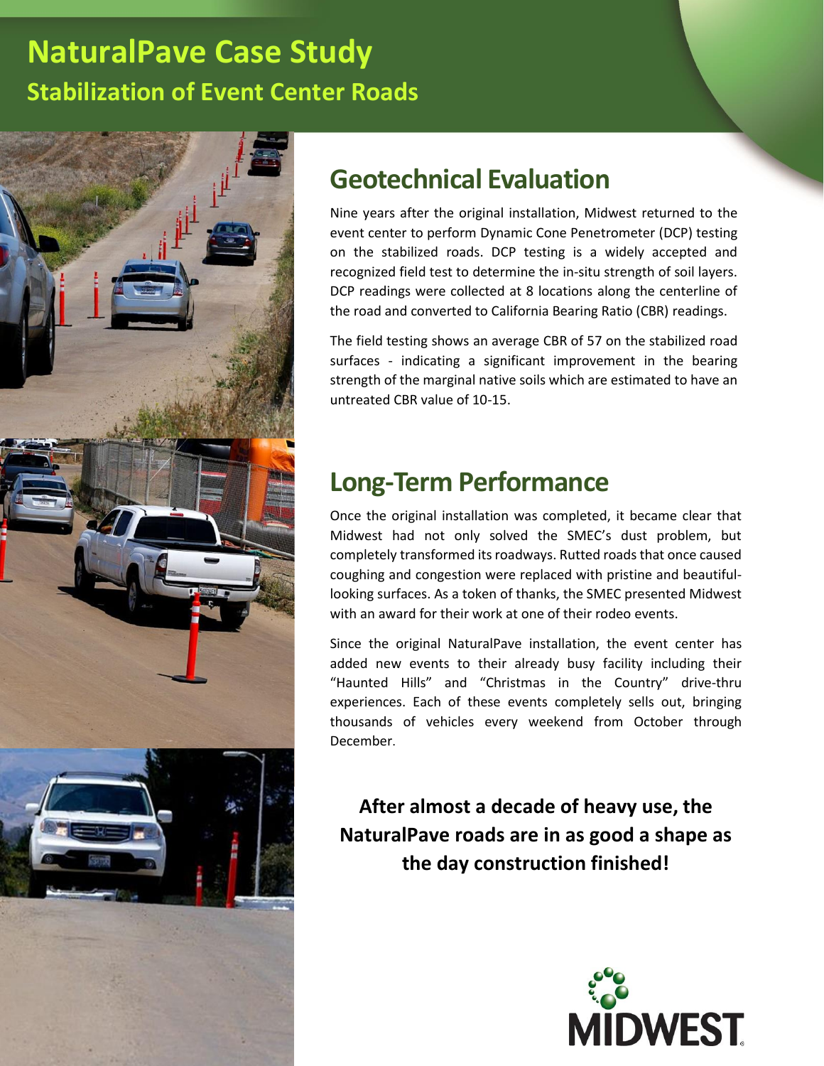# NaturalPave Case Study

## Stabilization of Event Center Roads

## Geotechnical Evaluation

Nine years after the original installation, Midwest returned to the event center to perform Dynamic Cone Penetrometer (DCP) testing on the stabilized roads. DCP testing is a widely accepted and recognized field test to determine the in-situ strength of soil layers. DCP readings were collected at 8 locations along the centerline of the road and converted to California Bearing Ratio (CBR) readings.

The field testing shows an average CBR of 57 on the stabilized road surfaces - indicating a significant improvement in the bearing strength of the marginal native soils which are estimated to have an untreated CBR value of 10-15.

## Long-Term Performance

Once the original installation was completed, it became clear that Midwest had not only solved the SMEC's dust problem, but completely transformed its roadways. Rutted roads that once caused coughing and congestion were replaced with pristine and beautiful-looking surfaces. As a token of thanks, the SMEC presented Midwest with an award for their work at one of their rodeo events.

Since the original NaturalPave installation, the event center has added new events to their already busy facility including their "Haunted Hills" and "Christmas in the Country" drive-thru experiences. Each of these events completely sells out, bringing thousands of vehicles every weekend from October through December.

**After almost a decade of heavy use, the NaturalPave roads are in as good a shape as the day construction finished!**

MIDWEST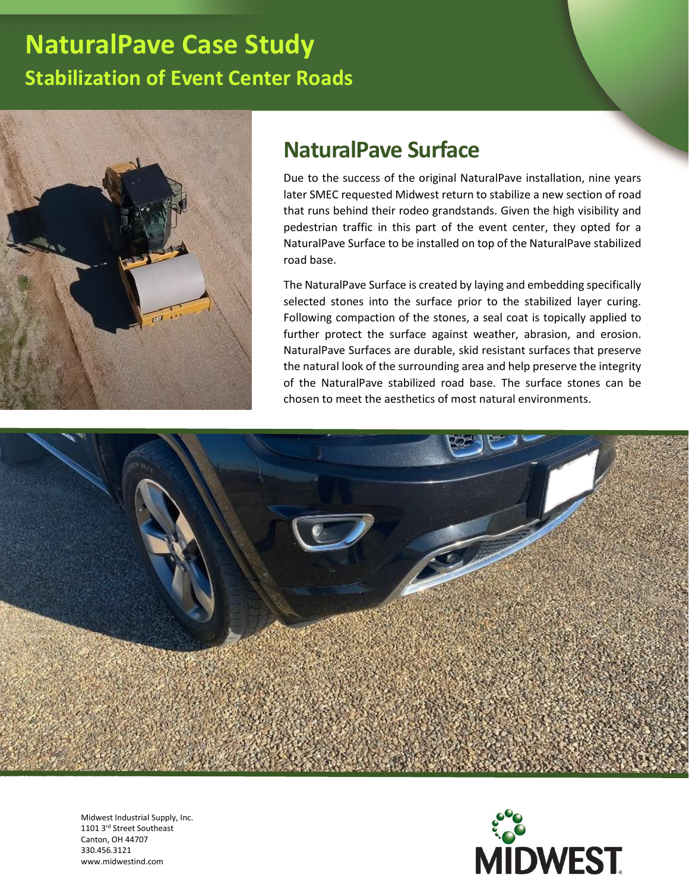# NaturalPave Case Study

## Stabilization of Event Center Roads

## NaturalPave Surface

Due to the success of the original NaturalPave installation, nine years later SMEC requested Midwest return to stabilize a new section of road that runs behind their rodeo grandstands. Given the high visibility and pedestrian traffic in this part of the event center, they opted for a NaturalPave Surface to be installed on top of the NaturalPave stabilized road base.

The NaturalPave Surface is created by laying and embedding specifically selected stones into the surface prior to the stabilized layer curing. Following compaction of the stones, a seal coat is topically applied to further protect the surface against weather, abrasion, and erosion. NaturalPave Surfaces are durable, skid resistant surfaces that preserve the natural look of the surrounding area and help preserve the integrity of the NaturalPave stabilized road base. The surface stones can be chosen to meet the aesthetics of most natural environments.

Midwest Industrial Supply, Inc.
1101 3rd Street Southeast
Canton, OH 44707
330.456.3121
www.midwestind.com

MIDWEST